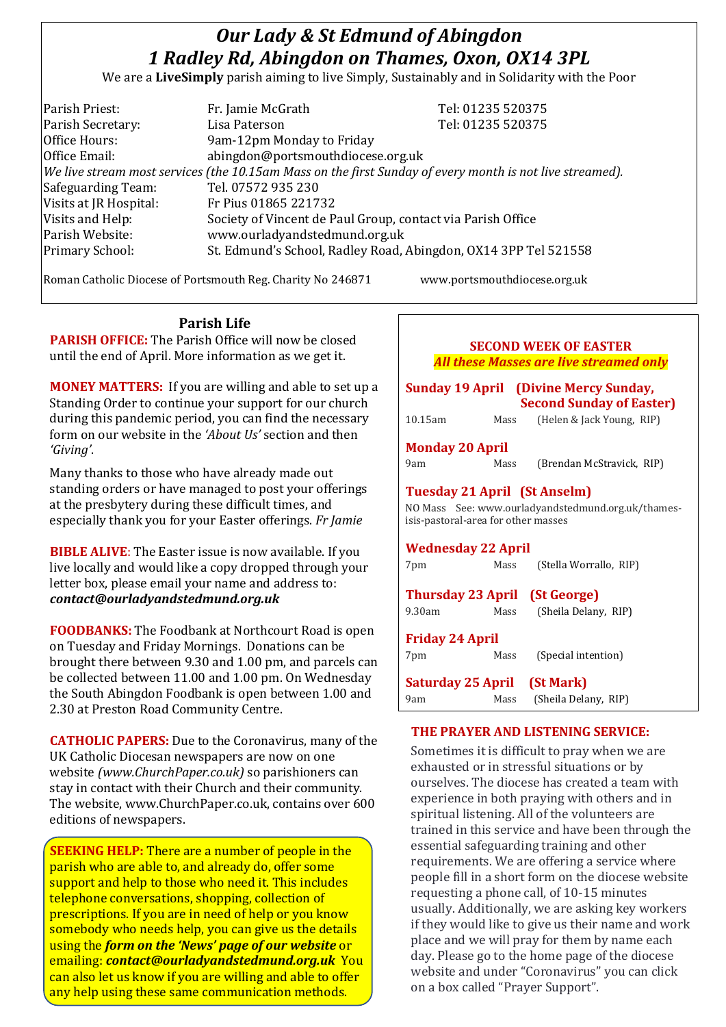# *Our Lady & St Edmund of Abingdon*
# *1 Radley Rd, Abingdon on Thames, Oxon, OX14 3PL*

We are a **LiveSimply** parish aiming to live Simply, Sustainably and in Solidarity with the Poor

| | | |
|---|---|---|
| Parish Priest: | Fr. Jamie McGrath | Tel: 01235 520375 |
| Parish Secretary: | Lisa Paterson | Tel: 01235 520375 |
| Office Hours: | 9am-12pm Monday to Friday | |
| Office Email: | abingdon@portsmouthdiocese.org.uk | |

*We live stream most services (the 10.15am Mass on the first Sunday of every month is not live streamed).*

| | |
|---|---|
| Safeguarding Team: | Tel. 07572 935 230 |
| Visits at JR Hospital: | Fr Pius 01865 221732 |
| Visits and Help: | Society of Vincent de Paul Group, contact via Parish Office |
| Parish Website: | www.ourladyandstedmund.org.uk |
| Primary School: | St. Edmund's School, Radley Road, Abingdon, OX14 3PP Tel 521558 |

Roman Catholic Diocese of Portsmouth Reg. Charity No 246871 www.portsmouthdiocese.org.uk

## Parish Life

**PARISH OFFICE:** The Parish Office will now be closed until the end of April. More information as we get it.

**MONEY MATTERS:** If you are willing and able to set up a Standing Order to continue your support for our church during this pandemic period, you can find the necessary form on our website in the *'About Us'* section and then *'Giving'*.

Many thanks to those who have already made out standing orders or have managed to post your offerings at the presbytery during these difficult times, and especially thank you for your Easter offerings. *Fr Jamie*

**BIBLE ALIVE**: The Easter issue is now available. If you live locally and would like a copy dropped through your letter box, please email your name and address to: ***contact@ourladyandstedmund.org.uk***

**FOODBANKS:** The Foodbank at Northcourt Road is open on Tuesday and Friday Mornings. Donations can be brought there between 9.30 and 1.00 pm, and parcels can be collected between 11.00 and 1.00 pm. On Wednesday the South Abingdon Foodbank is open between 1.00 and 2.30 at Preston Road Community Centre.

**CATHOLIC PAPERS:** Due to the Coronavirus, many of the UK Catholic Diocesan newspapers are now on one website *(www.ChurchPaper.co.uk)* so parishioners can stay in contact with their Church and their community. The website, www.ChurchPaper.co.uk, contains over 600 editions of newspapers.

**SEEKING HELP:** There are a number of people in the parish who are able to, and already do, offer some support and help to those who need it. This includes telephone conversations, shopping, collection of prescriptions. If you are in need of help or you know somebody who needs help, you can give us the details using the ***form on the 'News' page of our website*** or emailing: ***contact@ourladyandstedmund.org.uk*** You can also let us know if you are willing and able to offer any help using these same communication methods.

## SECOND WEEK OF EASTER

***All these Masses are live streamed only***

**Sunday 19 April (Divine Mercy Sunday, Second Sunday of Easter)**
10.15am Mass (Helen & Jack Young, RIP)

**Monday 20 April**
9am Mass (Brendan McStravick, RIP)

**Tuesday 21 April (St Anselm)**
NO Mass See: www.ourladyandstedmund.org.uk/thames-isis-pastoral-area for other masses

**Wednesday 22 April**
7pm Mass (Stella Worrallo, RIP)

**Thursday 23 April (St George)**
9.30am Mass (Sheila Delany, RIP)

**Friday 24 April**
7pm Mass (Special intention)

**Saturday 25 April (St Mark)**
9am Mass (Sheila Delany, RIP)

**THE PRAYER AND LISTENING SERVICE:**

Sometimes it is difficult to pray when we are exhausted or in stressful situations or by ourselves. The diocese has created a team with experience in both praying with others and in spiritual listening. All of the volunteers are trained in this service and have been through the essential safeguarding training and other requirements. We are offering a service where people fill in a short form on the diocese website requesting a phone call, of 10-15 minutes usually. Additionally, we are asking key workers if they would like to give us their name and work place and we will pray for them by name each day. Please go to the home page of the diocese website and under "Coronavirus" you can click on a box called "Prayer Support".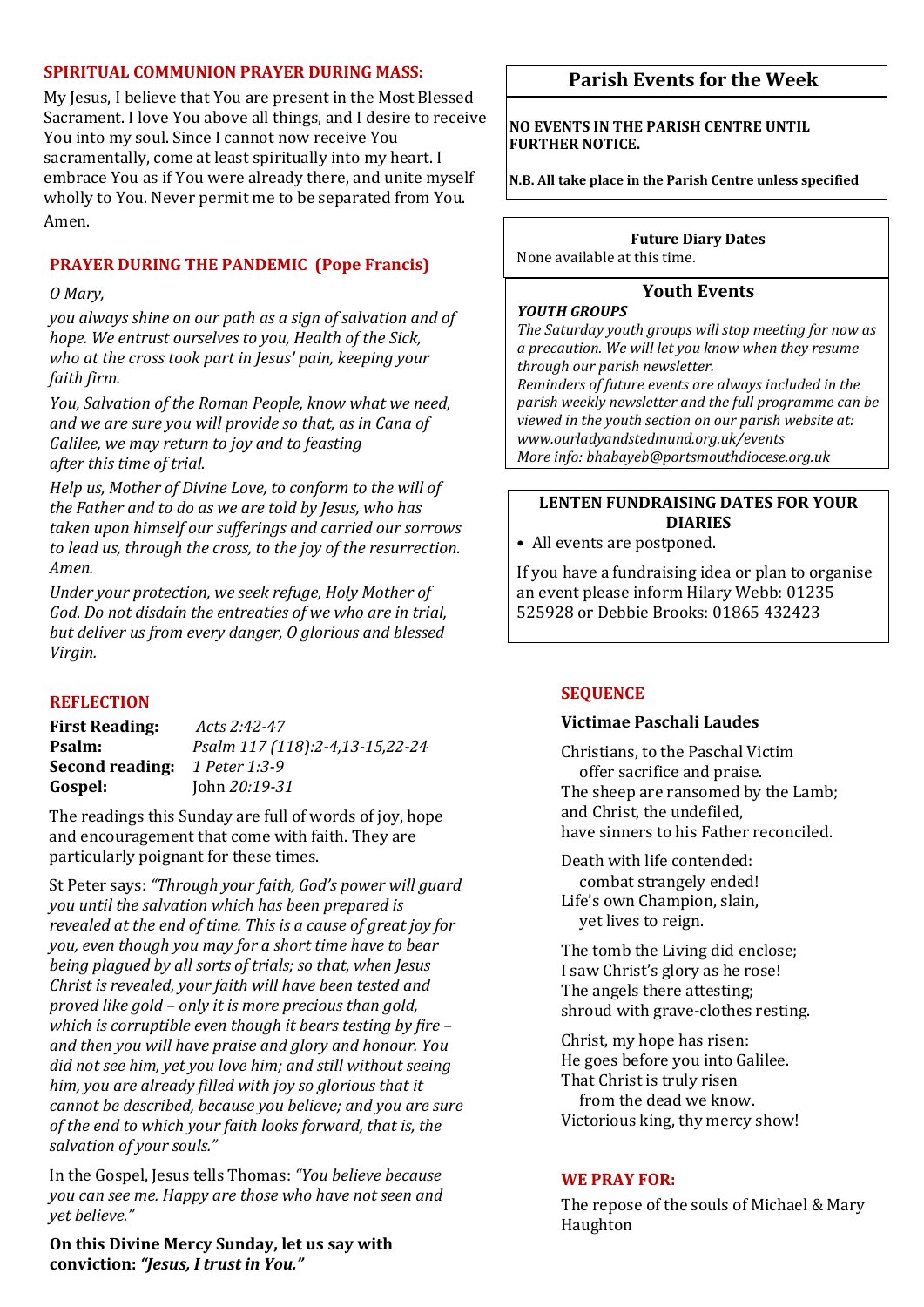## SPIRITUAL COMMUNION PRAYER DURING MASS:

My Jesus, I believe that You are present in the Most Blessed Sacrament. I love You above all things, and I desire to receive You into my soul. Since I cannot now receive You sacramentally, come at least spiritually into my heart. I embrace You as if You were already there, and unite myself wholly to You. Never permit me to be separated from You. Amen.

## PRAYER DURING THE PANDEMIC (Pope Francis)

*O Mary,*

*you always shine on our path as a sign of salvation and of hope. We entrust ourselves to you, Health of the Sick, who at the cross took part in Jesus' pain, keeping your faith firm.*

*You, Salvation of the Roman People, know what we need, and we are sure you will provide so that, as in Cana of Galilee, we may return to joy and to feasting after this time of trial.*

*Help us, Mother of Divine Love, to conform to the will of the Father and to do as we are told by Jesus, who has taken upon himself our sufferings and carried our sorrows to lead us, through the cross, to the joy of the resurrection. Amen.*

*Under your protection, we seek refuge, Holy Mother of God. Do not disdain the entreaties of we who are in trial, but deliver us from every danger, O glorious and blessed Virgin.*

## REFLECTION

| | |
|---|---|
| **First Reading:** | *Acts 2:42-47* |
| **Psalm:** | *Psalm 117 (118):2-4,13-15,22-24* |
| **Second reading:** | *1 Peter 1:3-9* |
| **Gospel:** | John *20:19-31* |

The readings this Sunday are full of words of joy, hope and encouragement that come with faith. They are particularly poignant for these times.

St Peter says: *"Through your faith, God's power will guard you until the salvation which has been prepared is revealed at the end of time. This is a cause of great joy for you, even though you may for a short time have to bear being plagued by all sorts of trials; so that, when Jesus Christ is revealed, your faith will have been tested and proved like gold – only it is more precious than gold, which is corruptible even though it bears testing by fire – and then you will have praise and glory and honour. You did not see him, yet you love him; and still without seeing him, you are already filled with joy so glorious that it cannot be described, because you believe; and you are sure of the end to which your faith looks forward, that is, the salvation of your souls."*

In the Gospel, Jesus tells Thomas: *"You believe because you can see me. Happy are those who have not seen and yet believe."*

**On this Divine Mercy Sunday, let us say with conviction: *"Jesus, I trust in You."***

## Parish Events for the Week

**NO EVENTS IN THE PARISH CENTRE UNTIL FURTHER NOTICE.**

**N.B. All take place in the Parish Centre unless specified**

**Future Diary Dates**

None available at this time.

## Youth Events

***YOUTH GROUPS***

*The Saturday youth groups will stop meeting for now as a precaution. We will let you know when they resume through our parish newsletter.*

*Reminders of future events are always included in the parish weekly newsletter and the full programme can be viewed in the youth section on our parish website at: www.ourladyandstedmund.org.uk/events*

*More info: bhabayeb@portsmouthdiocese.org.uk*

**LENTEN FUNDRAISING DATES FOR YOUR DIARIES**

- All events are postponed.

If you have a fundraising idea or plan to organise an event please inform Hilary Webb: 01235 525928 or Debbie Brooks: 01865 432423

## SEQUENCE

**Victimae Paschali Laudes**

Christians, to the Paschal Victim
offer sacrifice and praise.
The sheep are ransomed by the Lamb;
and Christ, the undefiled,
have sinners to his Father reconciled.

Death with life contended:
combat strangely ended!
Life's own Champion, slain,
yet lives to reign.

The tomb the Living did enclose;
I saw Christ's glory as he rose!
The angels there attesting;
shroud with grave-clothes resting.

Christ, my hope has risen:
He goes before you into Galilee.
That Christ is truly risen
from the dead we know.
Victorious king, thy mercy show!

## WE PRAY FOR:

The repose of the souls of Michael & Mary Haughton